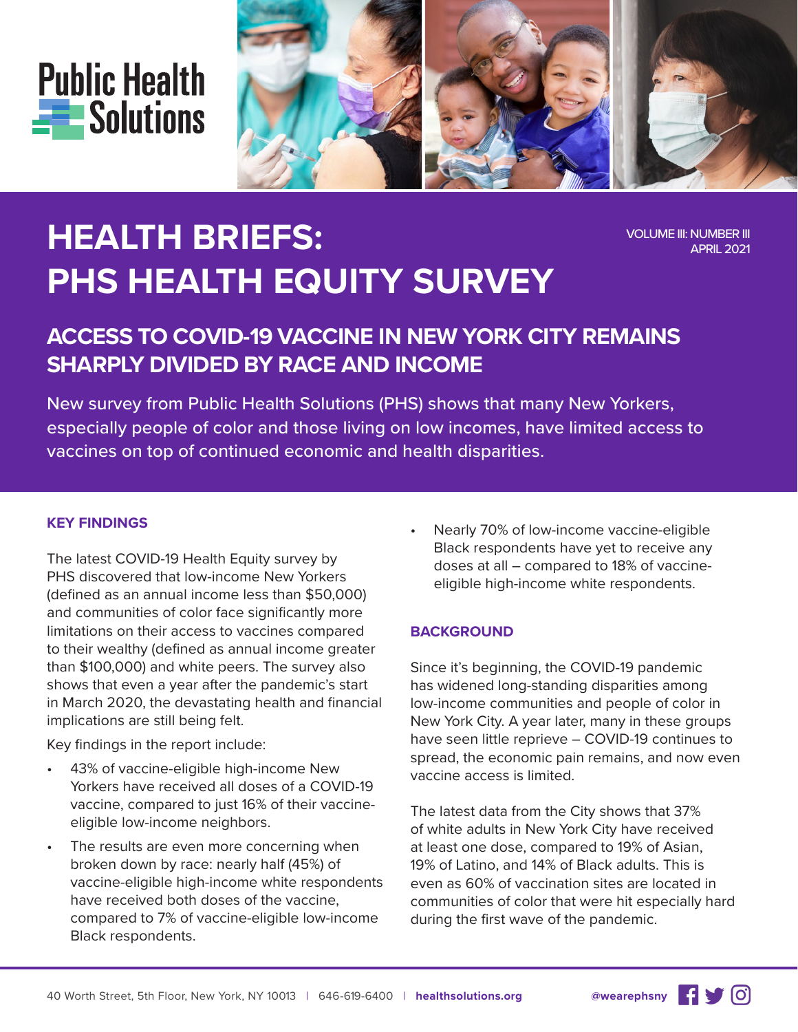Public Health Solutions

# HEALTH BRIEFS: PHS HEALTH EQUITY SURVEY

VOLUME III: NUMBER III
APRIL 2021

## ACCESS TO COVID-19 VACCINE IN NEW YORK CITY REMAINS SHARPLY DIVIDED BY RACE AND INCOME

New survey from Public Health Solutions (PHS) shows that many New Yorkers, especially people of color and those living on low incomes, have limited access to vaccines on top of continued economic and health disparities.

### KEY FINDINGS

The latest COVID-19 Health Equity survey by PHS discovered that low-income New Yorkers (defined as an annual income less than $50,000) and communities of color face significantly more limitations on their access to vaccines compared to their wealthy (defined as annual income greater than $100,000) and white peers. The survey also shows that even a year after the pandemic's start in March 2020, the devastating health and financial implications are still being felt.

Key findings in the report include:

- 43% of vaccine-eligible high-income New Yorkers have received all doses of a COVID-19 vaccine, compared to just 16% of their vaccine-eligible low-income neighbors.
- The results are even more concerning when broken down by race: nearly half (45%) of vaccine-eligible high-income white respondents have received both doses of the vaccine, compared to 7% of vaccine-eligible low-income Black respondents.
- Nearly 70% of low-income vaccine-eligible Black respondents have yet to receive any doses at all – compared to 18% of vaccine-eligible high-income white respondents.

### BACKGROUND

Since it's beginning, the COVID-19 pandemic has widened long-standing disparities among low-income communities and people of color in New York City. A year later, many in these groups have seen little reprieve – COVID-19 continues to spread, the economic pain remains, and now even vaccine access is limited.

The latest data from the City shows that 37% of white adults in New York City have received at least one dose, compared to 19% of Asian, 19% of Latino, and 14% of Black adults. This is even as 60% of vaccination sites are located in communities of color that were hit especially hard during the first wave of the pandemic.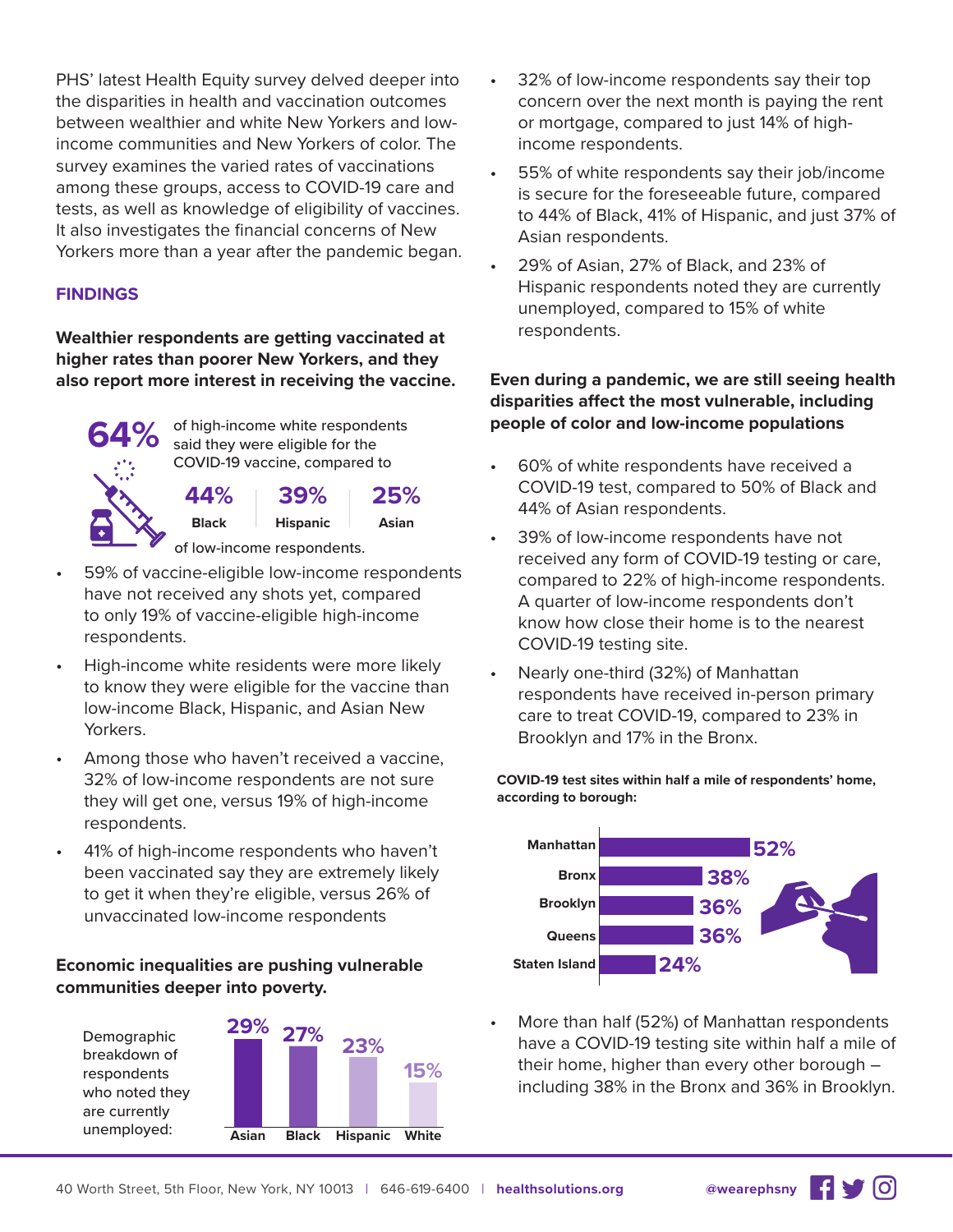PHS' latest Health Equity survey delved deeper into the disparities in health and vaccination outcomes between wealthier and white New Yorkers and low-income communities and New Yorkers of color. The survey examines the varied rates of vaccinations among these groups, access to COVID-19 care and tests, as well as knowledge of eligibility of vaccines. It also investigates the financial concerns of New Yorkers more than a year after the pandemic began.

## FINDINGS

**Wealthier respondents are getting vaccinated at higher rates than poorer New Yorkers, and they also report more interest in receiving the vaccine.**

**64%** of high-income white respondents said they were eligible for the COVID-19 vaccine, compared to

| 44% | 39% | 25% |
|---|---|---|
| Black | Hispanic | Asian |

of low-income respondents.

- 59% of vaccine-eligible low-income respondents have not received any shots yet, compared to only 19% of vaccine-eligible high-income respondents.
- High-income white residents were more likely to know they were eligible for the vaccine than low-income Black, Hispanic, and Asian New Yorkers.
- Among those who haven't received a vaccine, 32% of low-income respondents are not sure they will get one, versus 19% of high-income respondents.
- 41% of high-income respondents who haven't been vaccinated say they are extremely likely to get it when they're eligible, versus 26% of unvaccinated low-income respondents

**Economic inequalities are pushing vulnerable communities deeper into poverty.**

Demographic breakdown of respondents who noted they are currently unemployed:

| Asian | Black | Hispanic | White |
|---|---|---|---|
| 29% | 27% | 23% | 15% |

- 32% of low-income respondents say their top concern over the next month is paying the rent or mortgage, compared to just 14% of high-income respondents.
- 55% of white respondents say their job/income is secure for the foreseeable future, compared to 44% of Black, 41% of Hispanic, and just 37% of Asian respondents.
- 29% of Asian, 27% of Black, and 23% of Hispanic respondents noted they are currently unemployed, compared to 15% of white respondents.

**Even during a pandemic, we are still seeing health disparities affect the most vulnerable, including people of color and low-income populations**

- 60% of white respondents have received a COVID-19 test, compared to 50% of Black and 44% of Asian respondents.
- 39% of low-income respondents have not received any form of COVID-19 testing or care, compared to 22% of high-income respondents. A quarter of low-income respondents don't know how close their home is to the nearest COVID-19 testing site.
- Nearly one-third (32%) of Manhattan respondents have received in-person primary care to treat COVID-19, compared to 23% in Brooklyn and 17% in the Bronx.

**COVID-19 test sites within half a mile of respondents' home, according to borough:**

| Borough | % |
|---|---|
| Manhattan | 52% |
| Bronx | 38% |
| Brooklyn | 36% |
| Queens | 36% |
| Staten Island | 24% |

- More than half (52%) of Manhattan respondents have a COVID-19 testing site within half a mile of their home, higher than every other borough – including 38% in the Bronx and 36% in Brooklyn.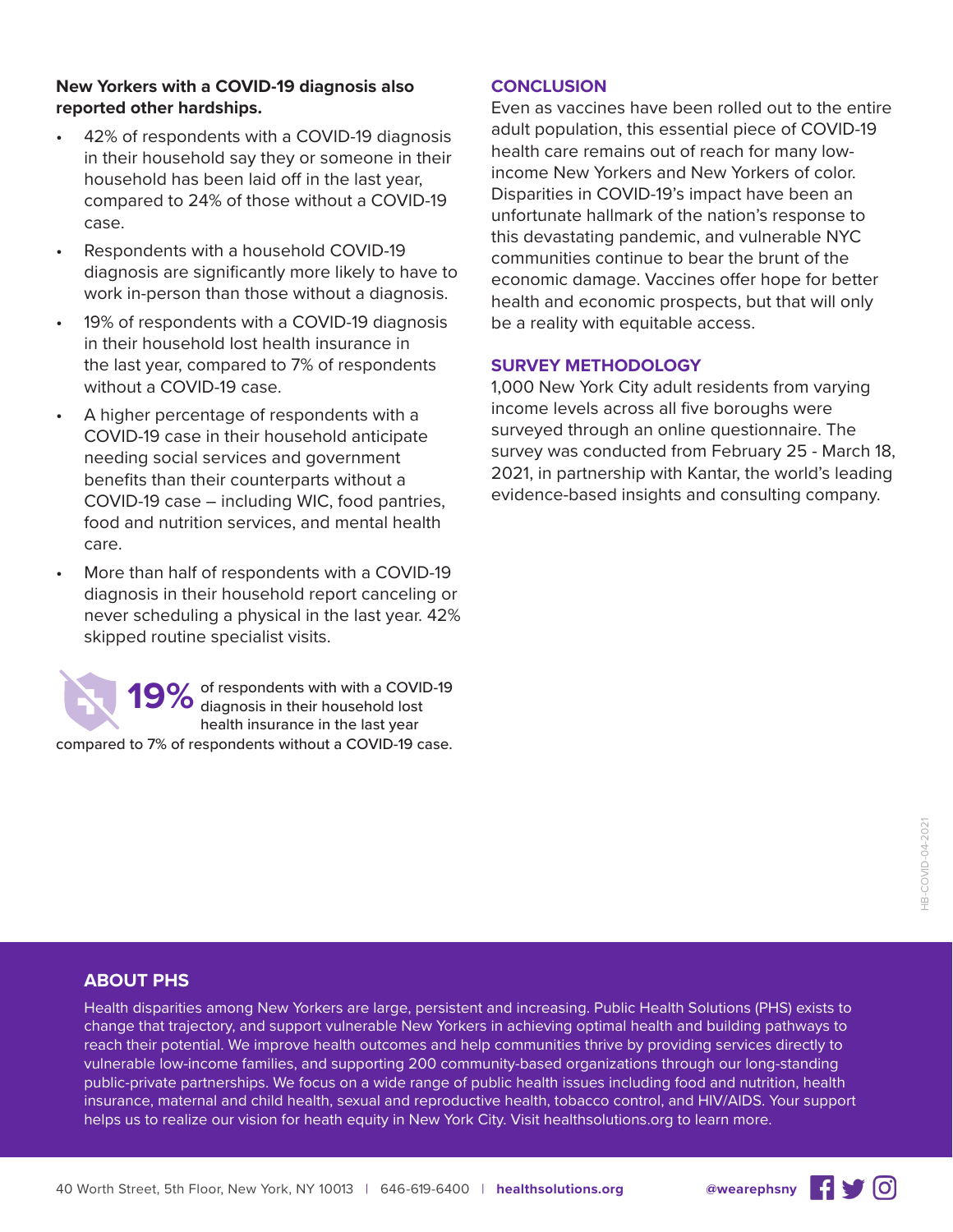**New Yorkers with a COVID-19 diagnosis also reported other hardships.**

- 42% of respondents with a COVID-19 diagnosis in their household say they or someone in their household has been laid off in the last year, compared to 24% of those without a COVID-19 case.
- Respondents with a household COVID-19 diagnosis are significantly more likely to have to work in-person than those without a diagnosis.
- 19% of respondents with a COVID-19 diagnosis in their household lost health insurance in the last year, compared to 7% of respondents without a COVID-19 case.
- A higher percentage of respondents with a COVID-19 case in their household anticipate needing social services and government benefits than their counterparts without a COVID-19 case – including WIC, food pantries, food and nutrition services, and mental health care.
- More than half of respondents with a COVID-19 diagnosis in their household report canceling or never scheduling a physical in the last year. 42% skipped routine specialist visits.

**19%** of respondents with with a COVID-19 diagnosis in their household lost health insurance in the last year compared to 7% of respondents without a COVID-19 case.

## CONCLUSION

Even as vaccines have been rolled out to the entire adult population, this essential piece of COVID-19 health care remains out of reach for many low-income New Yorkers and New Yorkers of color. Disparities in COVID-19's impact have been an unfortunate hallmark of the nation's response to this devastating pandemic, and vulnerable NYC communities continue to bear the brunt of the economic damage. Vaccines offer hope for better health and economic prospects, but that will only be a reality with equitable access.

## SURVEY METHODOLOGY

1,000 New York City adult residents from varying income levels across all five boroughs were surveyed through an online questionnaire. The survey was conducted from February 25 - March 18, 2021, in partnership with Kantar, the world's leading evidence-based insights and consulting company.

HB-COVID-04-2021

## ABOUT PHS

Health disparities among New Yorkers are large, persistent and increasing. Public Health Solutions (PHS) exists to change that trajectory, and support vulnerable New Yorkers in achieving optimal health and building pathways to reach their potential. We improve health outcomes and help communities thrive by providing services directly to vulnerable low-income families, and supporting 200 community-based organizations through our long-standing public-private partnerships. We focus on a wide range of public health issues including food and nutrition, health insurance, maternal and child health, sexual and reproductive health, tobacco control, and HIV/AIDS. Your support helps us to realize our vision for heath equity in New York City. Visit healthsolutions.org to learn more.

40 Worth Street, 5th Floor, New York, NY 10013 | 646-619-6400 | **healthsolutions.org** **@wearephsny**